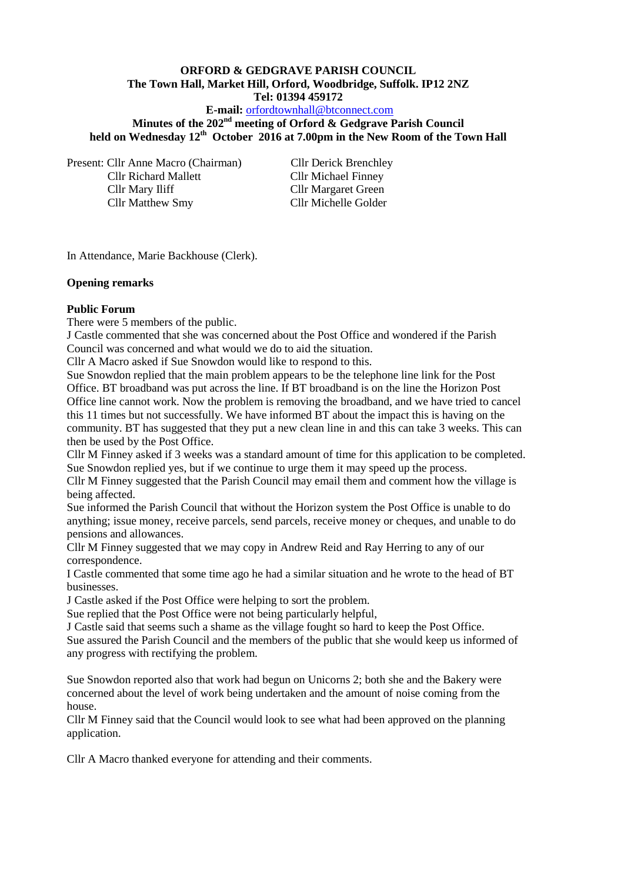**ORFORD & GEDGRAVE PARISH COUNCIL**
**The Town Hall, Market Hill, Orford, Woodbridge, Suffolk. IP12 2NZ**
**Tel: 01394 459172**
**E-mail:** orfordtownhall@btconnect.com

# Minutes of the 202nd meeting of Orford & Gedgrave Parish Council held on Wednesday 12th October 2016 at 7.00pm in the New Room of the Town Hall

Present: Cllr Anne Macro (Chairman)
Cllr Derick Brenchley
Cllr Richard Mallett
Cllr Michael Finney
Cllr Mary Iliff
Cllr Margaret Green
Cllr Matthew Smy
Cllr Michelle Golder

In Attendance, Marie Backhouse (Clerk).

**Opening remarks**

**Public Forum**

There were 5 members of the public.

J Castle commented that she was concerned about the Post Office and wondered if the Parish Council was concerned and what would we do to aid the situation.

Cllr A Macro asked if Sue Snowdon would like to respond to this.

Sue Snowdon replied that the main problem appears to be the telephone line link for the Post Office. BT broadband was put across the line. If BT broadband is on the line the Horizon Post Office line cannot work. Now the problem is removing the broadband, and we have tried to cancel this 11 times but not successfully. We have informed BT about the impact this is having on the community. BT has suggested that they put a new clean line in and this can take 3 weeks. This can then be used by the Post Office.

Cllr M Finney asked if 3 weeks was a standard amount of time for this application to be completed. Sue Snowdon replied yes, but if we continue to urge them it may speed up the process.

Cllr M Finney suggested that the Parish Council may email them and comment how the village is being affected.

Sue informed the Parish Council that without the Horizon system the Post Office is unable to do anything; issue money, receive parcels, send parcels, receive money or cheques, and unable to do pensions and allowances.

Cllr M Finney suggested that we may copy in Andrew Reid and Ray Herring to any of our correspondence.

I Castle commented that some time ago he had a similar situation and he wrote to the head of BT businesses.

J Castle asked if the Post Office were helping to sort the problem.

Sue replied that the Post Office were not being particularly helpful,

J Castle said that seems such a shame as the village fought so hard to keep the Post Office.

Sue assured the Parish Council and the members of the public that she would keep us informed of any progress with rectifying the problem.

Sue Snowdon reported also that work had begun on Unicorns 2; both she and the Bakery were concerned about the level of work being undertaken and the amount of noise coming from the house.

Cllr M Finney said that the Council would look to see what had been approved on the planning application.

Cllr A Macro thanked everyone for attending and their comments.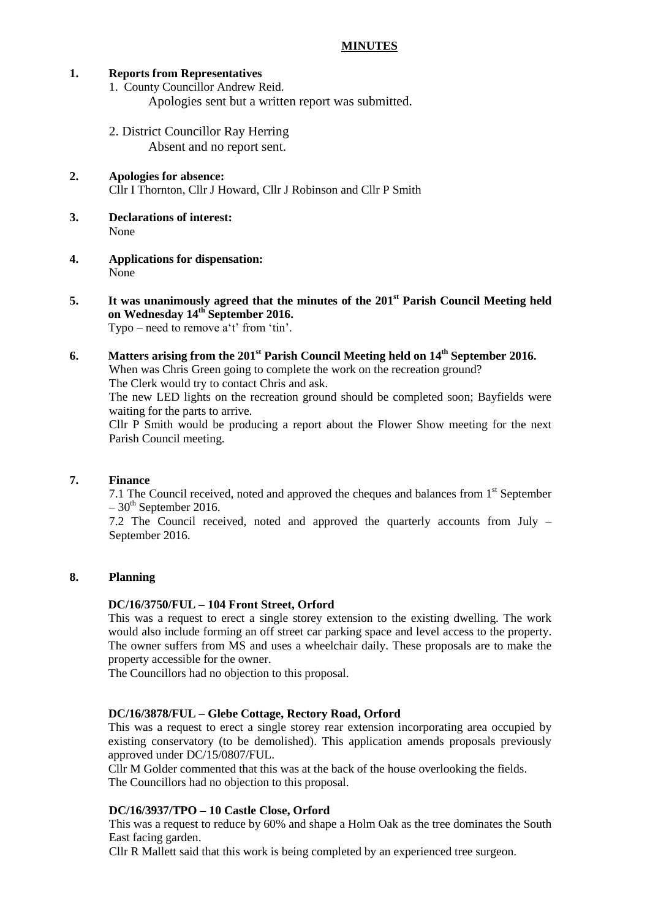# MINUTES

**1. Reports from Representatives**

1. County Councillor Andrew Reid.
   Apologies sent but a written report was submitted.

2. District Councillor Ray Herring
   Absent and no report sent.

**2. Apologies for absence:**
Cllr I Thornton, Cllr J Howard, Cllr J Robinson and Cllr P Smith

**3. Declarations of interest:**
None

**4. Applications for dispensation:**
None

**5. It was unanimously agreed that the minutes of the 201st Parish Council Meeting held on Wednesday 14th September 2016.**
Typo – need to remove a't' from 'tin'.

**6. Matters arising from the 201st Parish Council Meeting held on 14th September 2016.**
When was Chris Green going to complete the work on the recreation ground?
The Clerk would try to contact Chris and ask.
The new LED lights on the recreation ground should be completed soon; Bayfields were waiting for the parts to arrive.
Cllr P Smith would be producing a report about the Flower Show meeting for the next Parish Council meeting.

**7. Finance**
7.1 The Council received, noted and approved the cheques and balances from 1st September – 30th September 2016.
7.2 The Council received, noted and approved the quarterly accounts from July – September 2016.

**8. Planning**

**DC/16/3750/FUL – 104 Front Street, Orford**
This was a request to erect a single storey extension to the existing dwelling. The work would also include forming an off street car parking space and level access to the property. The owner suffers from MS and uses a wheelchair daily. These proposals are to make the property accessible for the owner.
The Councillors had no objection to this proposal.

**DC/16/3878/FUL – Glebe Cottage, Rectory Road, Orford**
This was a request to erect a single storey rear extension incorporating area occupied by existing conservatory (to be demolished). This application amends proposals previously approved under DC/15/0807/FUL.
Cllr M Golder commented that this was at the back of the house overlooking the fields.
The Councillors had no objection to this proposal.

**DC/16/3937/TPO – 10 Castle Close, Orford**
This was a request to reduce by 60% and shape a Holm Oak as the tree dominates the South East facing garden.
Cllr R Mallett said that this work is being completed by an experienced tree surgeon.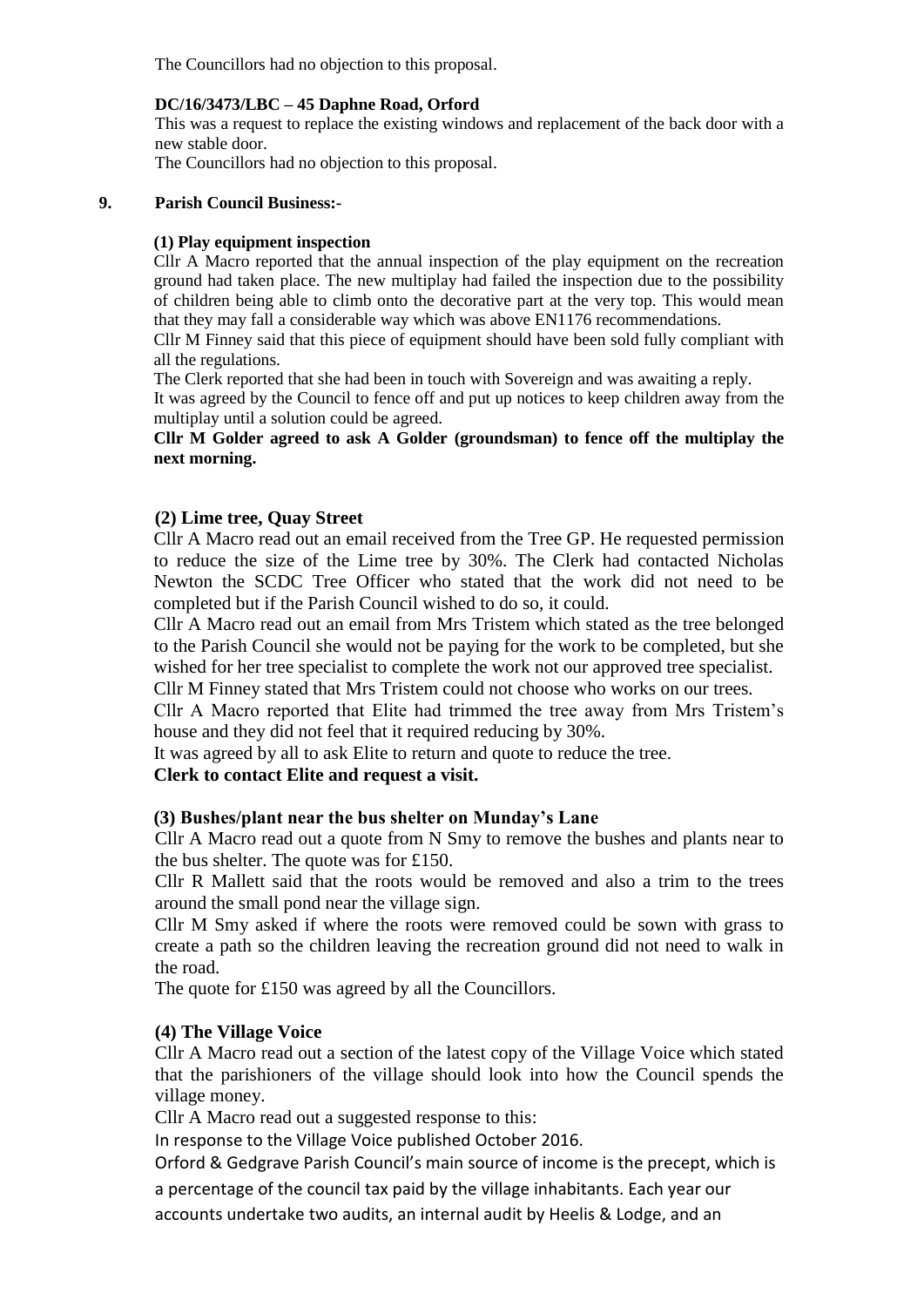The Councillors had no objection to this proposal.

**DC/16/3473/LBC – 45 Daphne Road, Orford**

This was a request to replace the existing windows and replacement of the back door with a new stable door.

The Councillors had no objection to this proposal.

**9. Parish Council Business:-**

**(1) Play equipment inspection**

Cllr A Macro reported that the annual inspection of the play equipment on the recreation ground had taken place. The new multiplay had failed the inspection due to the possibility of children being able to climb onto the decorative part at the very top. This would mean that they may fall a considerable way which was above EN1176 recommendations.

Cllr M Finney said that this piece of equipment should have been sold fully compliant with all the regulations.

The Clerk reported that she had been in touch with Sovereign and was awaiting a reply.

It was agreed by the Council to fence off and put up notices to keep children away from the multiplay until a solution could be agreed.

**Cllr M Golder agreed to ask A Golder (groundsman) to fence off the multiplay the next morning.**

**(2) Lime tree, Quay Street**

Cllr A Macro read out an email received from the Tree GP. He requested permission to reduce the size of the Lime tree by 30%. The Clerk had contacted Nicholas Newton the SCDC Tree Officer who stated that the work did not need to be completed but if the Parish Council wished to do so, it could.

Cllr A Macro read out an email from Mrs Tristem which stated as the tree belonged to the Parish Council she would not be paying for the work to be completed, but she wished for her tree specialist to complete the work not our approved tree specialist.

Cllr M Finney stated that Mrs Tristem could not choose who works on our trees.

Cllr A Macro reported that Elite had trimmed the tree away from Mrs Tristem's house and they did not feel that it required reducing by 30%.

It was agreed by all to ask Elite to return and quote to reduce the tree.

**Clerk to contact Elite and request a visit.**

**(3) Bushes/plant near the bus shelter on Munday's Lane**

Cllr A Macro read out a quote from N Smy to remove the bushes and plants near to the bus shelter. The quote was for £150.

Cllr R Mallett said that the roots would be removed and also a trim to the trees around the small pond near the village sign.

Cllr M Smy asked if where the roots were removed could be sown with grass to create a path so the children leaving the recreation ground did not need to walk in the road.

The quote for £150 was agreed by all the Councillors.

**(4) The Village Voice**

Cllr A Macro read out a section of the latest copy of the Village Voice which stated that the parishioners of the village should look into how the Council spends the village money.

Cllr A Macro read out a suggested response to this:

In response to the Village Voice published October 2016.

Orford & Gedgrave Parish Council's main source of income is the precept, which is a percentage of the council tax paid by the village inhabitants. Each year our accounts undertake two audits, an internal audit by Heelis & Lodge, and an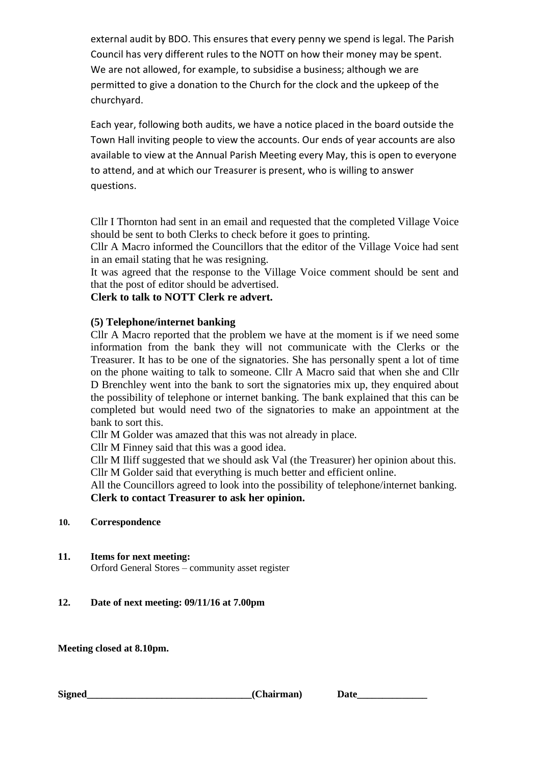external audit by BDO. This ensures that every penny we spend is legal. The Parish Council has very different rules to the NOTT on how their money may be spent. We are not allowed, for example, to subsidise a business; although we are permitted to give a donation to the Church for the clock and the upkeep of the churchyard.

Each year, following both audits, we have a notice placed in the board outside the Town Hall inviting people to view the accounts. Our ends of year accounts are also available to view at the Annual Parish Meeting every May, this is open to everyone to attend, and at which our Treasurer is present, who is willing to answer questions.

Cllr I Thornton had sent in an email and requested that the completed Village Voice should be sent to both Clerks to check before it goes to printing.
Cllr A Macro informed the Councillors that the editor of the Village Voice had sent in an email stating that he was resigning.
It was agreed that the response to the Village Voice comment should be sent and that the post of editor should be advertised.
**Clerk to talk to NOTT Clerk re advert.**

**(5) Telephone/internet banking**
Cllr A Macro reported that the problem we have at the moment is if we need some information from the bank they will not communicate with the Clerks or the Treasurer. It has to be one of the signatories. She has personally spent a lot of time on the phone waiting to talk to someone. Cllr A Macro said that when she and Cllr D Brenchley went into the bank to sort the signatories mix up, they enquired about the possibility of telephone or internet banking. The bank explained that this can be completed but would need two of the signatories to make an appointment at the bank to sort this.
Cllr M Golder was amazed that this was not already in place.
Cllr M Finney said that this was a good idea.
Cllr M Iliff suggested that we should ask Val (the Treasurer) her opinion about this.
Cllr M Golder said that everything is much better and efficient online.
All the Councillors agreed to look into the possibility of telephone/internet banking.
**Clerk to contact Treasurer to ask her opinion.**

**10. Correspondence**

**11. Items for next meeting:**
Orford General Stores – community asset register

**12. Date of next meeting: 09/11/16 at 7.00pm**

**Meeting closed at 8.10pm.**

**Signed_________________________________(Chairman) Date______________**